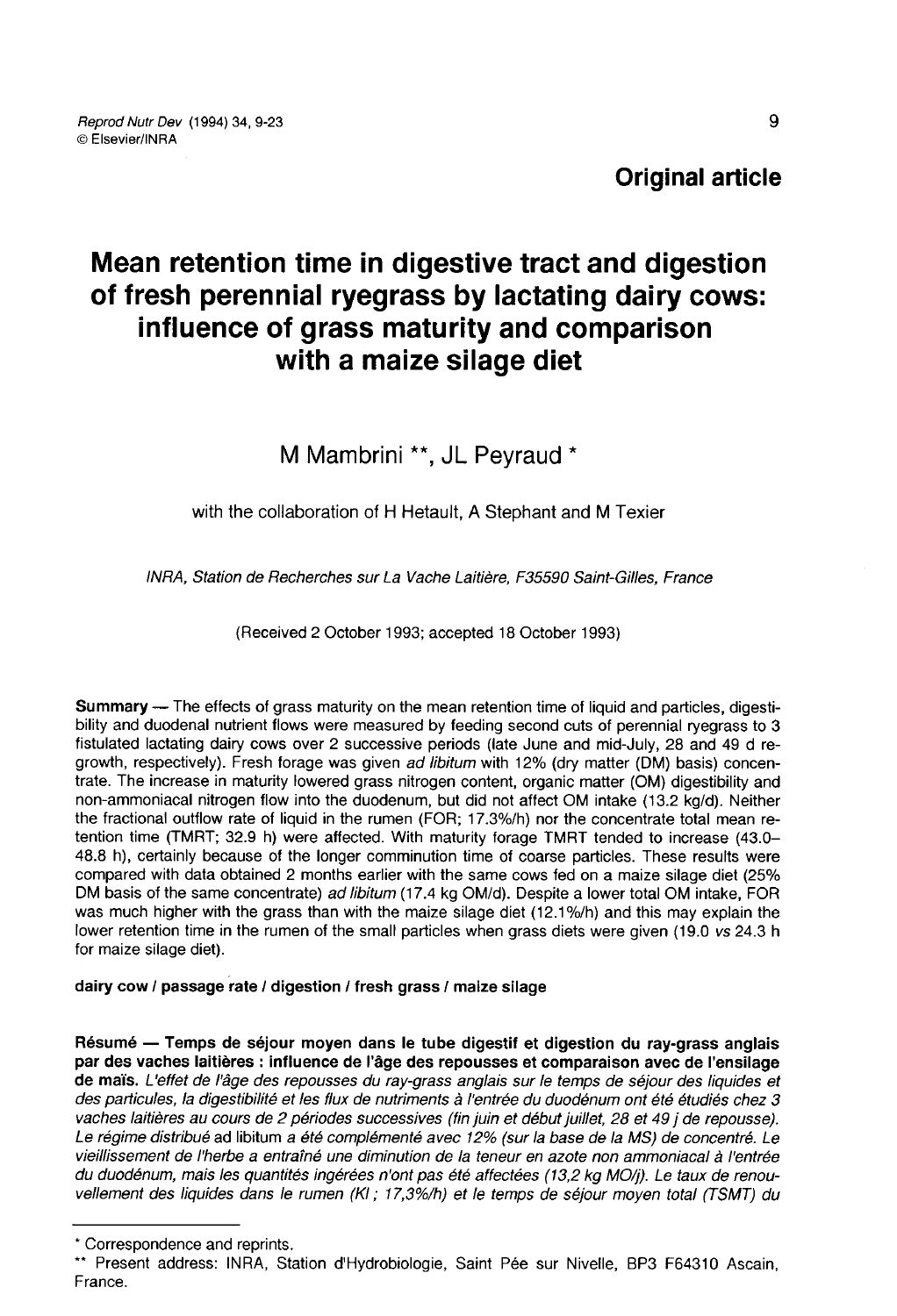**Original article**

# Mean retention time in digestive tract and digestion of fresh perennial ryegrass by lactating dairy cows: influence of grass maturity and comparison with a maize silage diet

M Mambrini **, JL Peyraud *

with the collaboration of H Hetault, A Stephant and M Texier

*INRA, Station de Recherches sur La Vache Laitière, F35590 Saint-Gilles, France*

(Received 2 October 1993; accepted 18 October 1993)

**Summary** — The effects of grass maturity on the mean retention time of liquid and particles, digestibility and duodenal nutrient flows were measured by feeding second cuts of perennial ryegrass to 3 fistulated lactating dairy cows over 2 successive periods (late June and mid-July, 28 and 49 d regrowth, respectively). Fresh forage was given *ad libitum* with 12% (dry matter (DM) basis) concentrate. The increase in maturity lowered grass nitrogen content, organic matter (OM) digestibility and non-ammoniacal nitrogen flow into the duodenum, but did not affect OM intake (13.2 kg/d). Neither the fractional outflow rate of liquid in the rumen (FOR; 17.3%/h) nor the concentrate total mean retention time (TMRT; 32.9 h) were affected. With maturity forage TMRT tended to increase (43.0–48.8 h), certainly because of the longer comminution time of coarse particles. These results were compared with data obtained 2 months earlier with the same cows fed on a maize silage diet (25% DM basis of the same concentrate) *ad libitum* (17.4 kg OM/d). Despite a lower total OM intake, FOR was much higher with the grass than with the maize silage diet (12.1%/h) and this may explain the lower retention time in the rumen of the small particles when grass diets were given (19.0 *vs* 24.3 h for maize silage diet).

**dairy cow / passage rate / digestion / fresh grass / maize silage**

**Résumé — Temps de séjour moyen dans le tube digestif et digestion du ray-grass anglais par des vaches laitières : influence de l'âge des repousses et comparaison avec de l'ensilage de maïs.** *L'effet de l'âge des repousses du ray-grass anglais sur le temps de séjour des liquides et des particules, la digestibilité et les flux de nutriments à l'entrée du duodénum ont été étudiés chez 3 vaches laitières au cours de 2 périodes successives (fin juin et début juillet, 28 et 49 j de repousse). Le régime distribué* ad libitum *a été complémenté avec 12% (sur la base de la MS) de concentré. Le vieillissement de l'herbe a entraîné une diminution de la teneur en azote non ammoniacal à l'entrée du duodénum, mais les quantités ingérées n'ont pas été affectées (13,2 kg MO/j). Le taux de renouvellement des liquides dans le rumen (Kl ; 17,3%/h) et le temps de séjour moyen total (TSMT) du*

---

\* Correspondence and reprints.

\*\* Present address: INRA, Station d'Hydrobiologie, Saint Pée sur Nivelle, BP3 F64310 Ascain, France.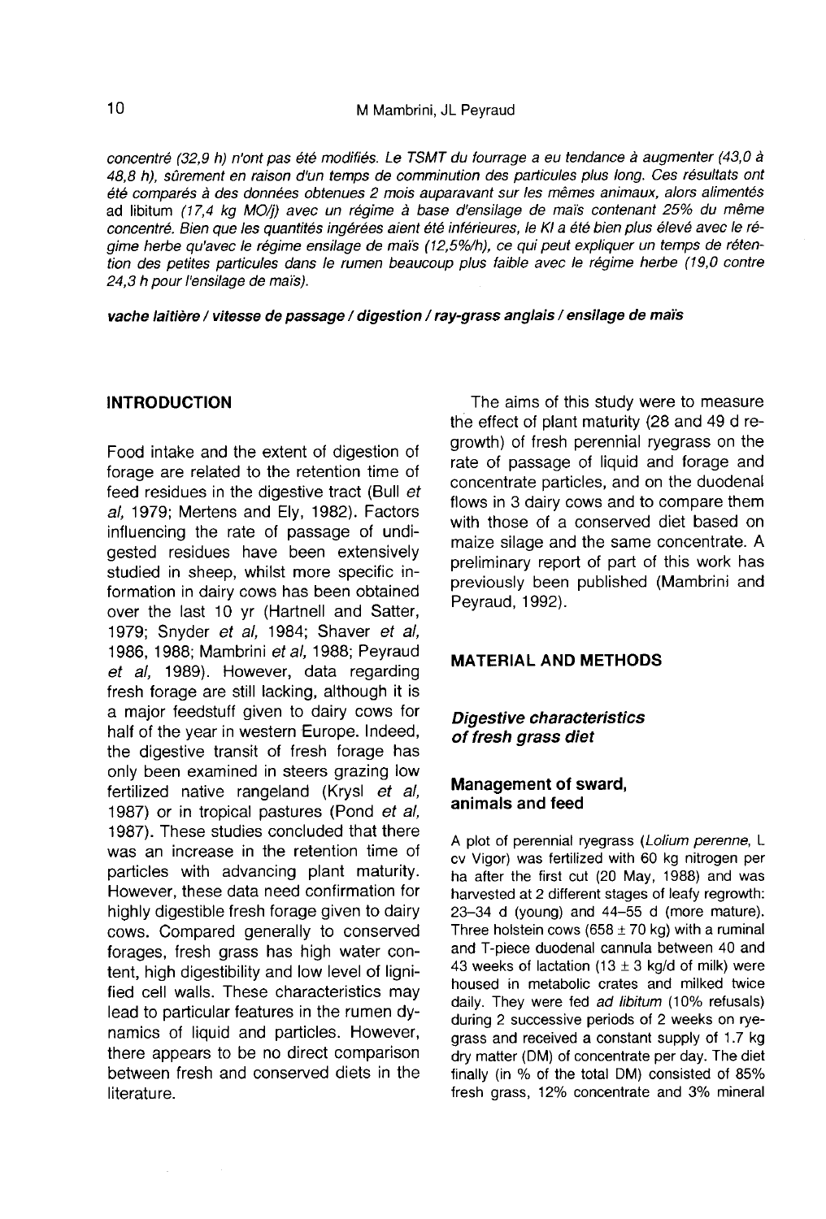*concentré (32,9 h) n'ont pas été modifiés. Le TSMT du fourrage a eu tendance à augmenter (43,0 à 48,8 h), sûrement en raison d'un temps de comminution des particules plus long. Ces résultats ont été comparés à des données obtenues 2 mois auparavant sur les mêmes animaux, alors alimentés* ad libitum *(17,4 kg MO/j) avec un régime à base d'ensilage de maïs contenant 25% du même concentré. Bien que les quantités ingérées aient été inférieures, le Kl a été bien plus élevé avec le régime herbe qu'avec le régime ensilage de maïs (12,5%/h), ce qui peut expliquer un temps de rétention des petites particules dans le rumen beaucoup plus faible avec le régime herbe (19,0 contre 24,3 h pour l'ensilage de maïs).*

***vache laitière / vitesse de passage / digestion / ray-grass anglais / ensilage de maïs***

## INTRODUCTION

Food intake and the extent of digestion of forage are related to the retention time of feed residues in the digestive tract (Bull *et al*, 1979; Mertens and Ely, 1982). Factors influencing the rate of passage of undigested residues have been extensively studied in sheep, whilst more specific information in dairy cows has been obtained over the last 10 yr (Hartnell and Satter, 1979; Snyder *et al*, 1984; Shaver *et al*, 1986, 1988; Mambrini *et al*, 1988; Peyraud *et al*, 1989). However, data regarding fresh forage are still lacking, although it is a major feedstuff given to dairy cows for half of the year in western Europe. Indeed, the digestive transit of fresh forage has only been examined in steers grazing low fertilized native rangeland (Krysl *et al*, 1987) or in tropical pastures (Pond *et al*, 1987). These studies concluded that there was an increase in the retention time of particles with advancing plant maturity. However, these data need confirmation for highly digestible fresh forage given to dairy cows. Compared generally to conserved forages, fresh grass has high water content, high digestibility and low level of lignified cell walls. These characteristics may lead to particular features in the rumen dynamics of liquid and particles. However, there appears to be no direct comparison between fresh and conserved diets in the literature.

The aims of this study were to measure the effect of plant maturity (28 and 49 d regrowth) of fresh perennial ryegrass on the rate of passage of liquid and forage and concentrate particles, and on the duodenal flows in 3 dairy cows and to compare them with those of a conserved diet based on maize silage and the same concentrate. A preliminary report of part of this work has previously been published (Mambrini and Peyraud, 1992).

## MATERIAL AND METHODS

### *Digestive characteristics of fresh grass diet*

#### Management of sward, animals and feed

A plot of perennial ryegrass (*Lolium perenne*, L cv Vigor) was fertilized with 60 kg nitrogen per ha after the first cut (20 May, 1988) and was harvested at 2 different stages of leafy regrowth: 23–34 d (young) and 44–55 d (more mature). Three holstein cows (658 ± 70 kg) with a ruminal and T-piece duodenal cannula between 40 and 43 weeks of lactation (13 ± 3 kg/d of milk) were housed in metabolic crates and milked twice daily. They were fed *ad libitum* (10% refusals) during 2 successive periods of 2 weeks on ryegrass and received a constant supply of 1.7 kg dry matter (DM) of concentrate per day. The diet finally (in % of the total DM) consisted of 85% fresh grass, 12% concentrate and 3% mineral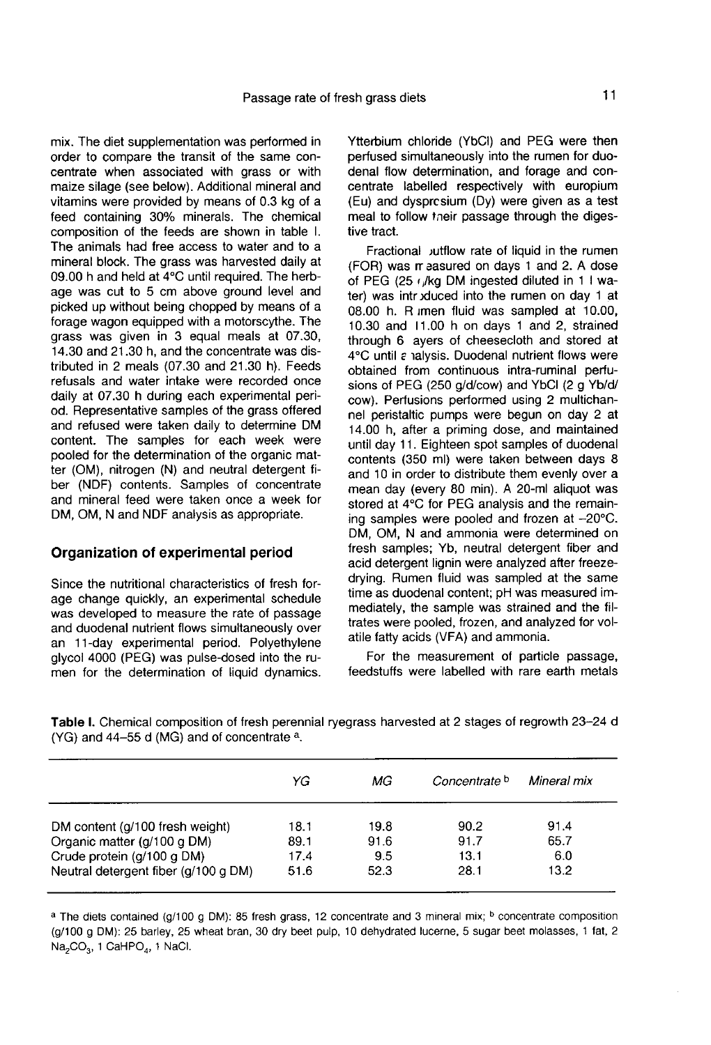mix. The diet supplementation was performed in order to compare the transit of the same concentrate when associated with grass or with maize silage (see below). Additional mineral and vitamins were provided by means of 0.3 kg of a feed containing 30% minerals. The chemical composition of the feeds are shown in table I. The animals had free access to water and to a mineral block. The grass was harvested daily at 09.00 h and held at 4°C until required. The herbage was cut to 5 cm above ground level and picked up without being chopped by means of a forage wagon equipped with a motorscythe. The grass was given in 3 equal meals at 07.30, 14.30 and 21.30 h, and the concentrate was distributed in 2 meals (07.30 and 21.30 h). Feeds refusals and water intake were recorded once daily at 07.30 h during each experimental period. Representative samples of the grass offered and refused were taken daily to determine DM content. The samples for each week were pooled for the determination of the organic matter (OM), nitrogen (N) and neutral detergent fiber (NDF) contents. Samples of concentrate and mineral feed were taken once a week for DM, OM, N and NDF analysis as appropriate.

## Organization of experimental period

Since the nutritional characteristics of fresh forage change quickly, an experimental schedule was developed to measure the rate of passage and duodenal nutrient flows simultaneously over an 11-day experimental period. Polyethylene glycol 4000 (PEG) was pulse-dosed into the rumen for the determination of liquid dynamics. Ytterbium chloride (YbCl) and PEG were then perfused simultaneously into the rumen for duodenal flow determination, and forage and concentrate labelled respectively with europium (Eu) and dysprosium (Dy) were given as a test meal to follow their passage through the digestive tract.

Fractional outflow rate of liquid in the rumen (FOR) was measured on days 1 and 2. A dose of PEG (25 g/kg DM ingested diluted in 1 l water) was introduced into the rumen on day 1 at 08.00 h. Rumen fluid was sampled at 10.00, 10.30 and 11.00 h on days 1 and 2, strained through 6 layers of cheesecloth and stored at 4°C until analysis. Duodenal nutrient flows were obtained from continuous intra-ruminal perfusions of PEG (250 g/d/cow) and YbCl (2 g Yb/d/cow). Perfusions performed using 2 multichannel peristaltic pumps were begun on day 2 at 14.00 h, after a priming dose, and maintained until day 11. Eighteen spot samples of duodenal contents (350 ml) were taken between days 8 and 10 in order to distribute them evenly over a mean day (every 80 min). A 20-ml aliquot was stored at 4°C for PEG analysis and the remaining samples were pooled and frozen at −20°C. DM, OM, N and ammonia were determined on fresh samples; Yb, neutral detergent fiber and acid detergent lignin were analyzed after freeze-drying. Rumen fluid was sampled at the same time as duodenal content; pH was measured immediately, the sample was strained and the filtrates were pooled, frozen, and analyzed for volatile fatty acids (VFA) and ammonia.

For the measurement of particle passage, feedstuffs were labelled with rare earth metals

**Table I.** Chemical composition of fresh perennial ryegrass harvested at 2 stages of regrowth 23–24 d (YG) and 44–55 d (MG) and of concentrate [a].

| | *YG* | *MG* | *Concentrate* [b] | *Mineral mix* |
|---|---|---|---|---|
| DM content (g/100 fresh weight) | 18.1 | 19.8 | 90.2 | 91.4 |
| Organic matter (g/100 g DM) | 89.1 | 91.6 | 91.7 | 65.7 |
| Crude protein (g/100 g DM) | 17.4 | 9.5 | 13.1 | 6.0 |
| Neutral detergent fiber (g/100 g DM) | 51.6 | 52.3 | 28.1 | 13.2 |

[a] The diets contained (g/100 g DM): 85 fresh grass, 12 concentrate and 3 mineral mix; [b] concentrate composition (g/100 g DM): 25 barley, 25 wheat bran, 30 dry beet pulp, 10 dehydrated lucerne, 5 sugar beet molasses, 1 fat, 2 $Na_2CO_3$, 1 $CaHPO_4$, 1 NaCl.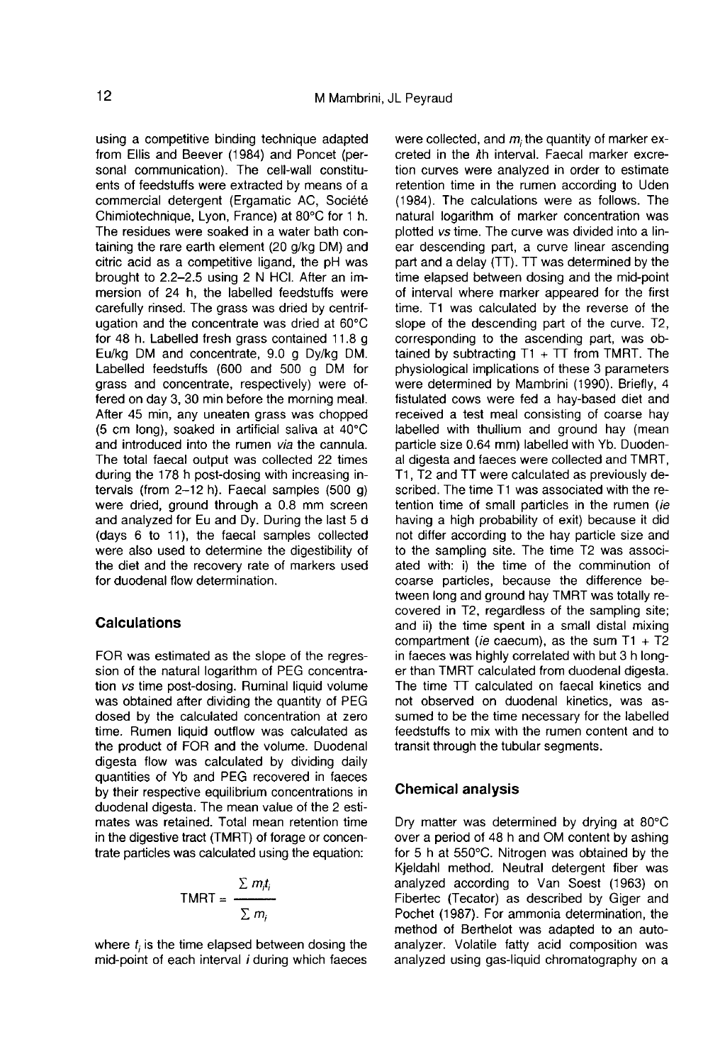using a competitive binding technique adapted from Ellis and Beever (1984) and Poncet (personal communication). The cell-wall constituents of feedstuffs were extracted by means of a commercial detergent (Ergamatic AC, Société Chimiotechnique, Lyon, France) at 80°C for 1 h. The residues were soaked in a water bath containing the rare earth element (20 g/kg DM) and citric acid as a competitive ligand, the pH was brought to 2.2–2.5 using 2 N HCl. After an immersion of 24 h, the labelled feedstuffs were carefully rinsed. The grass was dried by centrifugation and the concentrate was dried at 60°C for 48 h. Labelled fresh grass contained 11.8 g Eu/kg DM and concentrate, 9.0 g Dy/kg DM. Labelled feedstuffs (600 and 500 g DM for grass and concentrate, respectively) were offered on day 3, 30 min before the morning meal. After 45 min, any uneaten grass was chopped (5 cm long), soaked in artificial saliva at 40°C and introduced into the rumen *via* the cannula. The total faecal output was collected 22 times during the 178 h post-dosing with increasing intervals (from 2–12 h). Faecal samples (500 g) were dried, ground through a 0.8 mm screen and analyzed for Eu and Dy. During the last 5 d (days 6 to 11), the faecal samples collected were also used to determine the digestibility of the diet and the recovery rate of markers used for duodenal flow determination.

## Calculations

FOR was estimated as the slope of the regression of the natural logarithm of PEG concentration *vs* time post-dosing. Ruminal liquid volume was obtained after dividing the quantity of PEG dosed by the calculated concentration at zero time. Rumen liquid outflow was calculated as the product of FOR and the volume. Duodenal digesta flow was calculated by dividing daily quantities of Yb and PEG recovered in faeces by their respective equilibrium concentrations in duodenal digesta. The mean value of the 2 estimates was retained. Total mean retention time in the digestive tract (TMRT) of forage or concentrate particles was calculated using the equation:

$$\text{TMRT} = \frac{\sum m_i t_i}{\sum m_i}$$

where $t_i$ is the time elapsed between dosing the mid-point of each interval $i$ during which faeces were collected, and $m_i$ the quantity of marker excreted in the $i$th interval. Faecal marker excretion curves were analyzed in order to estimate retention time in the rumen according to Uden (1984). The calculations were as follows. The natural logarithm of marker concentration was plotted *vs* time. The curve was divided into a linear descending part, a curve linear ascending part and a delay (TT). TT was determined by the time elapsed between dosing and the mid-point of interval where marker appeared for the first time. T1 was calculated by the reverse of the slope of the descending part of the curve. T2, corresponding to the ascending part, was obtained by subtracting T1 + TT from TMRT. The physiological implications of these 3 parameters were determined by Mambrini (1990). Briefly, 4 fistulated cows were fed a hay-based diet and received a test meal consisting of coarse hay labelled with thullium and ground hay (mean particle size 0.64 mm) labelled with Yb. Duodenal digesta and faeces were collected and TMRT, T1, T2 and TT were calculated as previously described. The time T1 was associated with the retention time of small particles in the rumen (*ie* having a high probability of exit) because it did not differ according to the hay particle size and to the sampling site. The time T2 was associated with: i) the time of the comminution of coarse particles, because the difference between long and ground hay TMRT was totally recovered in T2, regardless of the sampling site; and ii) the time spent in a small distal mixing compartment (*ie* caecum), as the sum T1 + T2 in faeces was highly correlated with but 3 h longer than TMRT calculated from duodenal digesta. The time TT calculated on faecal kinetics and not observed on duodenal kinetics, was assumed to be the time necessary for the labelled feedstuffs to mix with the rumen content and to transit through the tubular segments.

## Chemical analysis

Dry matter was determined by drying at 80°C over a period of 48 h and OM content by ashing for 5 h at 550°C. Nitrogen was obtained by the Kjeldahl method. Neutral detergent fiber was analyzed according to Van Soest (1963) on Fibertec (Tecator) as described by Giger and Pochet (1987). For ammonia determination, the method of Berthelot was adapted to an autoanalyzer. Volatile fatty acid composition was analyzed using gas-liquid chromatography on a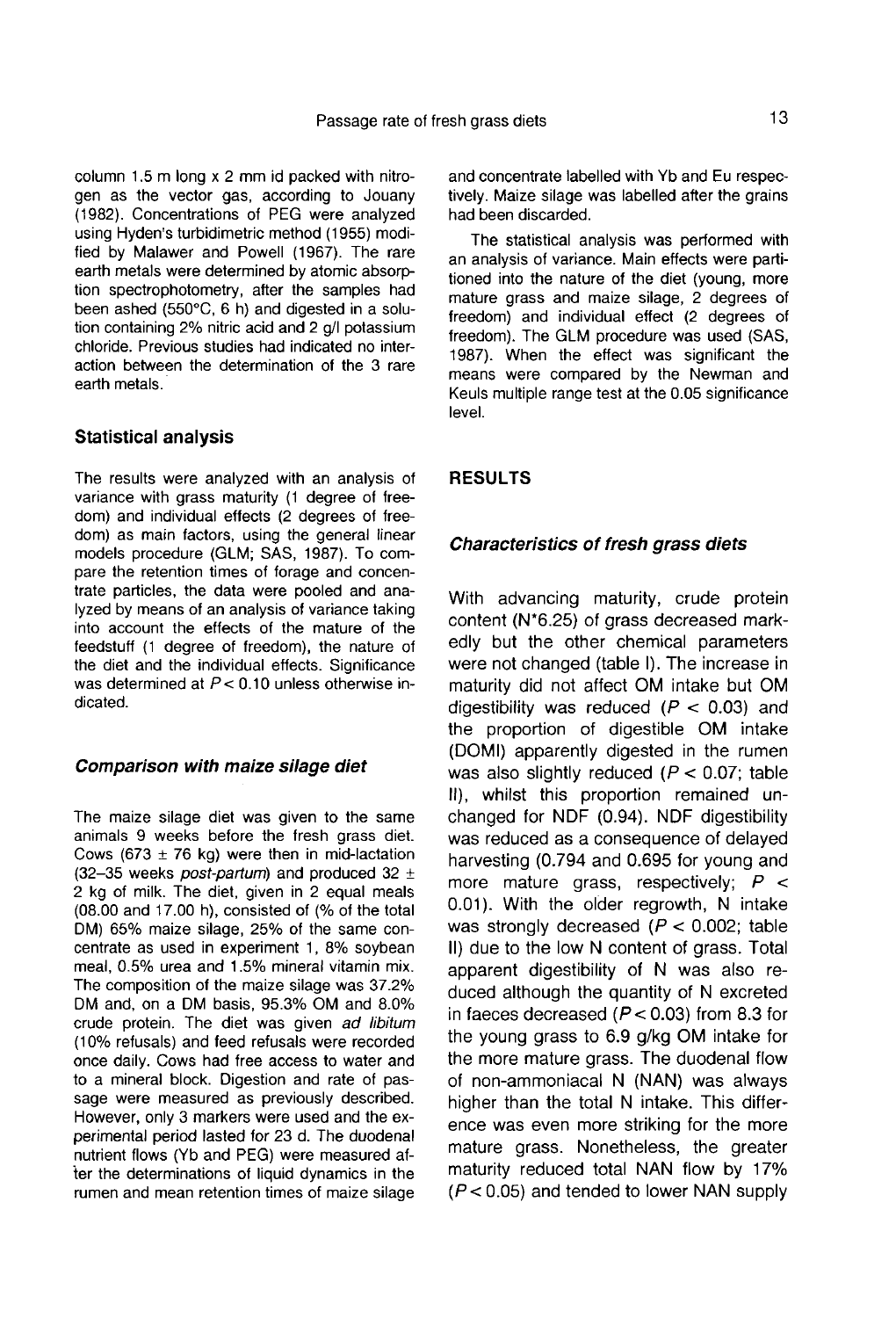column 1.5 m long x 2 mm id packed with nitrogen as the vector gas, according to Jouany (1982). Concentrations of PEG were analyzed using Hyden's turbidimetric method (1955) modified by Malawer and Powell (1967). The rare earth metals were determined by atomic absorption spectrophotometry, after the samples had been ashed (550°C, 6 h) and digested in a solution containing 2% nitric acid and 2 g/l potassium chloride. Previous studies had indicated no interaction between the determination of the 3 rare earth metals.

### Statistical analysis

The results were analyzed with an analysis of variance with grass maturity (1 degree of freedom) and individual effects (2 degrees of freedom) as main factors, using the general linear models procedure (GLM; SAS, 1987). To compare the retention times of forage and concentrate particles, the data were pooled and analyzed by means of an analysis of variance taking into account the effects of the mature of the feedstuff (1 degree of freedom), the nature of the diet and the individual effects. Significance was determined at $P < 0.10$ unless otherwise indicated.

### *Comparison with maize silage diet*

The maize silage diet was given to the same animals 9 weeks before the fresh grass diet. Cows (673 ± 76 kg) were then in mid-lactation (32–35 weeks *post-partum*) and produced 32 ± 2 kg of milk. The diet, given in 2 equal meals (08.00 and 17.00 h), consisted of (% of the total DM) 65% maize silage, 25% of the same concentrate as used in experiment 1, 8% soybean meal, 0.5% urea and 1.5% mineral vitamin mix. The composition of the maize silage was 37.2% DM and, on a DM basis, 95.3% OM and 8.0% crude protein. The diet was given *ad libitum* (10% refusals) and feed refusals were recorded once daily. Cows had free access to water and to a mineral block. Digestion and rate of passage were measured as previously described. However, only 3 markers were used and the experimental period lasted for 23 d. The duodenal nutrient flows (Yb and PEG) were measured after the determinations of liquid dynamics in the rumen and mean retention times of maize silage and concentrate labelled with Yb and Eu respectively. Maize silage was labelled after the grains had been discarded.

The statistical analysis was performed with an analysis of variance. Main effects were partitioned into the nature of the diet (young, more mature grass and maize silage, 2 degrees of freedom) and individual effect (2 degrees of freedom). The GLM procedure was used (SAS, 1987). When the effect was significant the means were compared by the Newman and Keuls multiple range test at the 0.05 significance level.

## RESULTS

### *Characteristics of fresh grass diets*

With advancing maturity, crude protein content (N*6.25) of grass decreased markedly but the other chemical parameters were not changed (table I). The increase in maturity did not affect OM intake but OM digestibility was reduced ($P < 0.03$) and the proportion of digestible OM intake (DOMI) apparently digested in the rumen was also slightly reduced ($P < 0.07$; table II), whilst this proportion remained unchanged for NDF (0.94). NDF digestibility was reduced as a consequence of delayed harvesting (0.794 and 0.695 for young and more mature grass, respectively; $P < 0.01$). With the older regrowth, N intake was strongly decreased ($P < 0.002$; table II) due to the low N content of grass. Total apparent digestibility of N was also reduced although the quantity of N excreted in faeces decreased ($P < 0.03$) from 8.3 for the young grass to 6.9 g/kg OM intake for the more mature grass. The duodenal flow of non-ammoniacal N (NAN) was always higher than the total N intake. This difference was even more striking for the more mature grass. Nonetheless, the greater maturity reduced total NAN flow by 17% ($P < 0.05$) and tended to lower NAN supply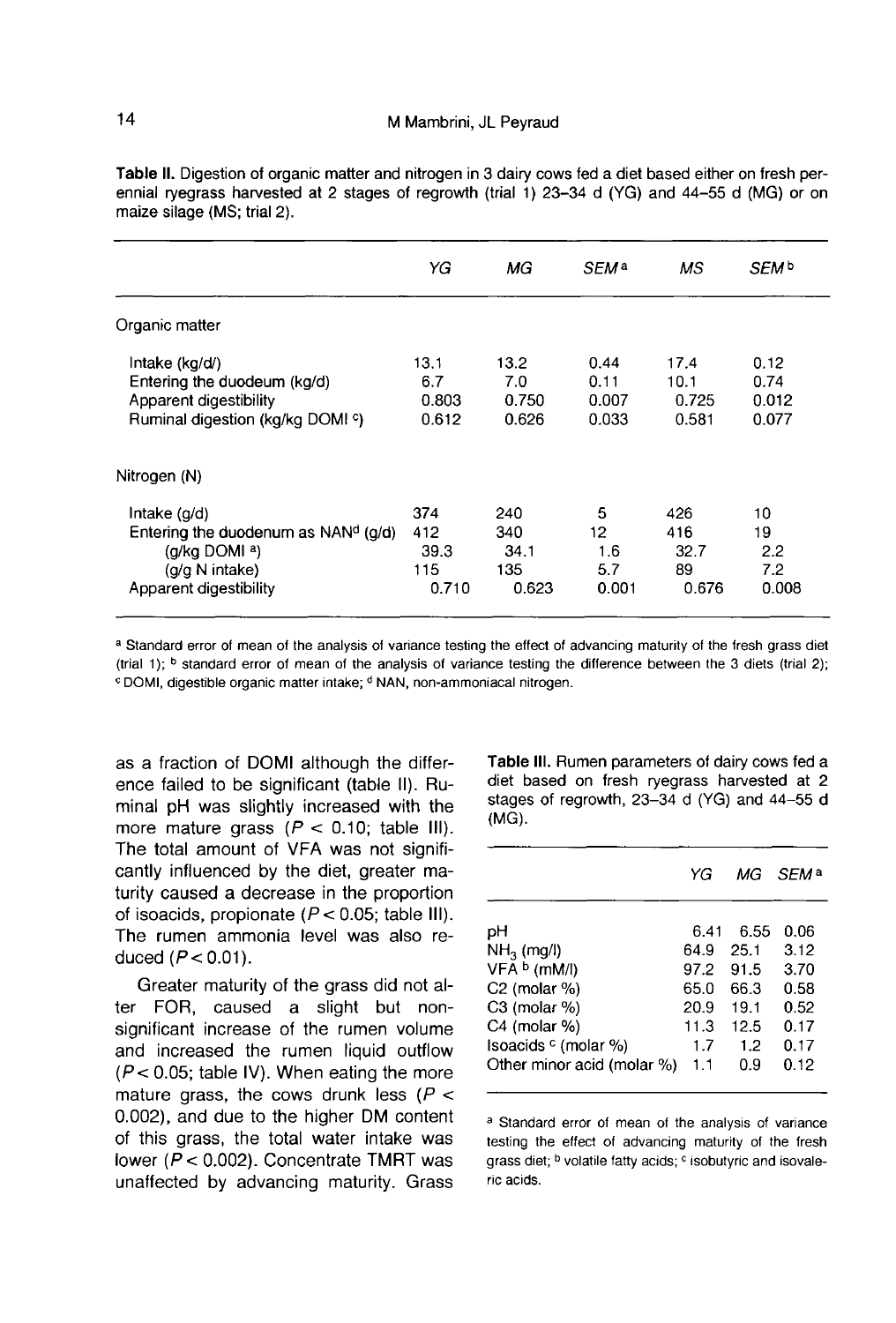**Table II.** Digestion of organic matter and nitrogen in 3 dairy cows fed a diet based either on fresh perennial ryegrass harvested at 2 stages of regrowth (trial 1) 23–34 d (YG) and 44–55 d (MG) or on maize silage (MS; trial 2).

| | YG | MG | SEM [a] | MS | SEM [b] |
|---|---|---|---|---|---|
| Organic matter | | | | | |
| Intake (kg/d/) | 13.1 | 13.2 | 0.44 | 17.4 | 0.12 |
| Entering the duodeum (kg/d) | 6.7 | 7.0 | 0.11 | 10.1 | 0.74 |
| Apparent digestibility | 0.803 | 0.750 | 0.007 | 0.725 | 0.012 |
| Ruminal digestion (kg/kg DOMI [c]) | 0.612 | 0.626 | 0.033 | 0.581 | 0.077 |
| Nitrogen (N) | | | | | |
| Intake (g/d) | 374 | 240 | 5 | 426 | 10 |
| Entering the duodenum as NAN [d] (g/d) | 412 | 340 | 12 | 416 | 19 |
| (g/kg DOMI [a]) | 39.3 | 34.1 | 1.6 | 32.7 | 2.2 |
| (g/g N intake) | 115 | 135 | 5.7 | 89 | 7.2 |
| Apparent digestibility | 0.710 | 0.623 | 0.001 | 0.676 | 0.008 |

[a] Standard error of mean of the analysis of variance testing the effect of advancing maturity of the fresh grass diet (trial 1); [b] standard error of mean of the analysis of variance testing the difference between the 3 diets (trial 2); [c] DOMI, digestible organic matter intake; [d] NAN, non-ammoniacal nitrogen.

as a fraction of DOMI although the difference failed to be significant (table II). Ruminal pH was slightly increased with the more mature grass ($P < 0.10$; table III). The total amount of VFA was not significantly influenced by the diet, greater maturity caused a decrease in the proportion of isoacids, propionate ($P < 0.05$; table III). The rumen ammonia level was also reduced ($P < 0.01$).

Greater maturity of the grass did not alter FOR, caused a slight but non-significant increase of the rumen volume and increased the rumen liquid outflow ($P < 0.05$; table IV). When eating the more mature grass, the cows drunk less ($P < 0.002$), and due to the higher DM content of this grass, the total water intake was lower ($P < 0.002$). Concentrate TMRT was unaffected by advancing maturity. Grass

**Table III.** Rumen parameters of dairy cows fed a diet based on fresh ryegrass harvested at 2 stages of regrowth, 23–34 d (YG) and 44–55 d (MG).

| | YG | MG | SEM [a] |
|---|---|---|---|
| pH | 6.41 | 6.55 | 0.06 |
| $NH_3$ (mg/l) | 64.9 | 25.1 | 3.12 |
| VFA [b] (mM/l) | 97.2 | 91.5 | 3.70 |
| C2 (molar %) | 65.0 | 66.3 | 0.58 |
| C3 (molar %) | 20.9 | 19.1 | 0.52 |
| C4 (molar %) | 11.3 | 12.5 | 0.17 |
| Isoacids [c] (molar %) | 1.7 | 1.2 | 0.17 |
| Other minor acid (molar %) | 1.1 | 0.9 | 0.12 |

[a] Standard error of mean of the analysis of variance testing the effect of advancing maturity of the fresh grass diet; [b] volatile fatty acids; [c] isobutyric and isovaleric acids.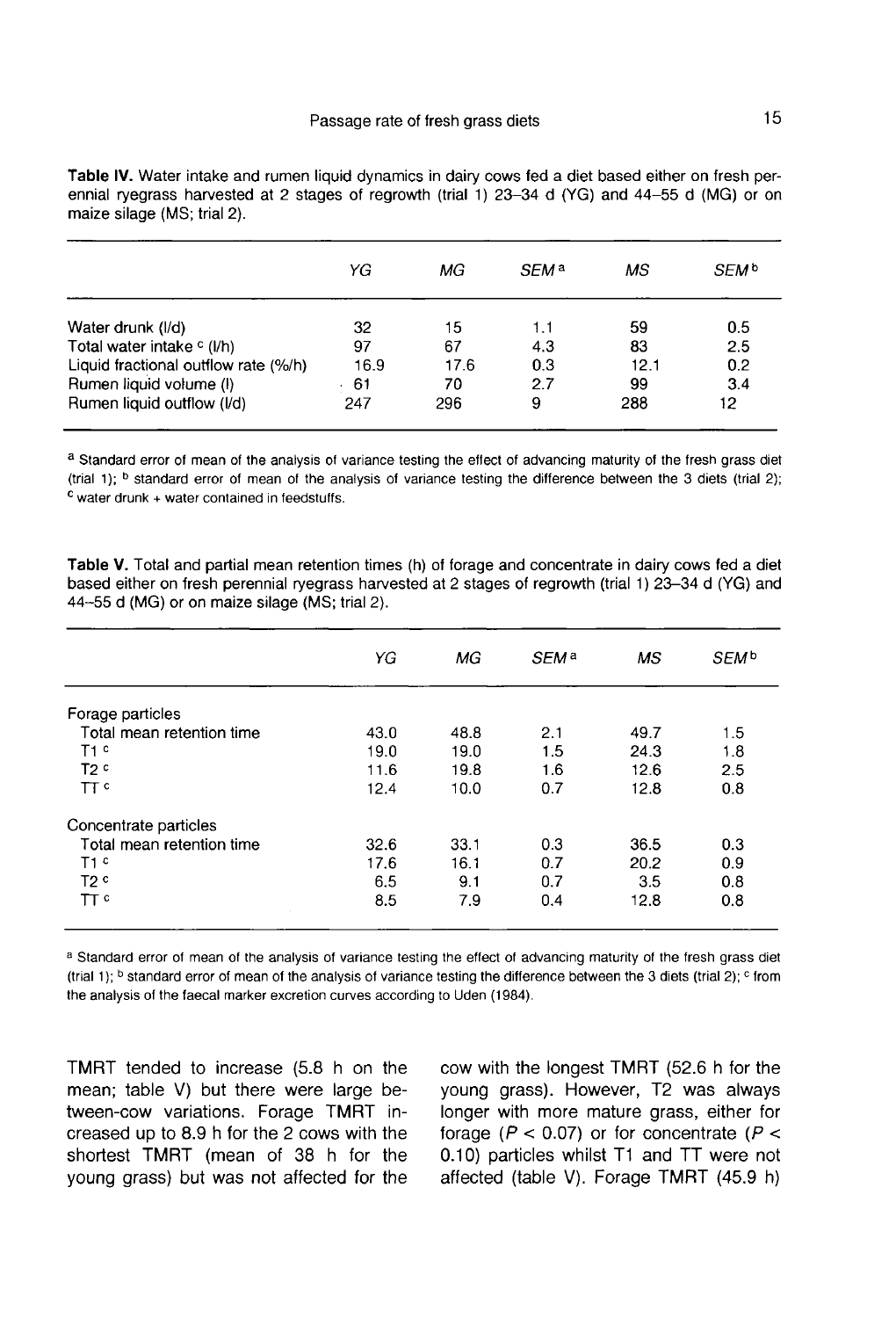**Table IV.** Water intake and rumen liquid dynamics in dairy cows fed a diet based either on fresh perennial ryegrass harvested at 2 stages of regrowth (trial 1) 23–34 d (YG) and 44–55 d (MG) or on maize silage (MS; trial 2).

| | YG | MG | SEM[a] | MS | SEM[b] |
|---|---|---|---|---|---|
| Water drunk (l/d) | 32 | 15 | 1.1 | 59 | 0.5 |
| Total water intake[c] (l/h) | 97 | 67 | 4.3 | 83 | 2.5 |
| Liquid fractional outflow rate (%/h) | 16.9 | 17.6 | 0.3 | 12.1 | 0.2 |
| Rumen liquid volume (l) | 61 | 70 | 2.7 | 99 | 3.4 |
| Rumen liquid outflow (l/d) | 247 | 296 | 9 | 288 | 12 |

[a] Standard error of mean of the analysis of variance testing the effect of advancing maturity of the fresh grass diet (trial 1); [b] standard error of mean of the analysis of variance testing the difference between the 3 diets (trial 2); [c] water drunk + water contained in feedstuffs.

**Table V.** Total and partial mean retention times (h) of forage and concentrate in dairy cows fed a diet based either on fresh perennial ryegrass harvested at 2 stages of regrowth (trial 1) 23–34 d (YG) and 44–55 d (MG) or on maize silage (MS; trial 2).

| | YG | MG | SEM[a] | MS | SEM[b] |
|---|---|---|---|---|---|
| Forage particles | | | | | |
| Total mean retention time | 43.0 | 48.8 | 2.1 | 49.7 | 1.5 |
| T1[c] | 19.0 | 19.0 | 1.5 | 24.3 | 1.8 |
| T2[c] | 11.6 | 19.8 | 1.6 | 12.6 | 2.5 |
| TT[c] | 12.4 | 10.0 | 0.7 | 12.8 | 0.8 |
| Concentrate particles | | | | | |
| Total mean retention time | 32.6 | 33.1 | 0.3 | 36.5 | 0.3 |
| T1[c] | 17.6 | 16.1 | 0.7 | 20.2 | 0.9 |
| T2[c] | 6.5 | 9.1 | 0.7 | 3.5 | 0.8 |
| TT[c] | 8.5 | 7.9 | 0.4 | 12.8 | 0.8 |

[a] Standard error of mean of the analysis of variance testing the effect of advancing maturity of the fresh grass diet (trial 1); [b] standard error of mean of the analysis of variance testing the difference between the 3 diets (trial 2); [c] from the analysis of the faecal marker excretion curves according to Uden (1984).

TMRT tended to increase (5.8 h on the mean; table V) but there were large between-cow variations. Forage TMRT increased up to 8.9 h for the 2 cows with the shortest TMRT (mean of 38 h for the young grass) but was not affected for the cow with the longest TMRT (52.6 h for the young grass). However, T2 was always longer with more mature grass, either for forage ($P < 0.07$) or for concentrate ($P < 0.10$) particles whilst T1 and TT were not affected (table V). Forage TMRT (45.9 h)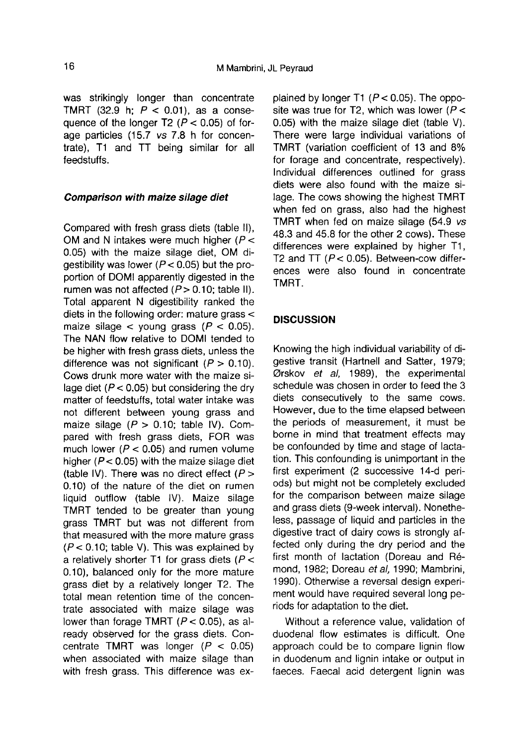was strikingly longer than concentrate TMRT (32.9 h; $P < 0.01$), as a consequence of the longer T2 ($P < 0.05$) of forage particles (15.7 *vs* 7.8 h for concentrate), T1 and TT being similar for all feedstuffs.

### *Comparison with maize silage diet*

Compared with fresh grass diets (table II), OM and N intakes were much higher ($P < 0.05$) with the maize silage diet, OM digestibility was lower ($P < 0.05$) but the proportion of DOMI apparently digested in the rumen was not affected ($P > 0.10$; table II). Total apparent N digestibility ranked the diets in the following order: mature grass < maize silage < young grass ($P < 0.05$). The NAN flow relative to DOMI tended to be higher with fresh grass diets, unless the difference was not significant ($P > 0.10$). Cows drunk more water with the maize silage diet ($P < 0.05$) but considering the dry matter of feedstuffs, total water intake was not different between young grass and maize silage ($P > 0.10$; table IV). Compared with fresh grass diets, FOR was much lower ($P < 0.05$) and rumen volume higher ($P < 0.05$) with the maize silage diet (table IV). There was no direct effect ($P > 0.10$) of the nature of the diet on rumen liquid outflow (table IV). Maize silage TMRT tended to be greater than young grass TMRT but was not different from that measured with the more mature grass ($P < 0.10$; table V). This was explained by a relatively shorter T1 for grass diets ($P < 0.10$), balanced only for the more mature grass diet by a relatively longer T2. The total mean retention time of the concentrate associated with maize silage was lower than forage TMRT ($P < 0.05$), as already observed for the grass diets. Concentrate TMRT was longer ($P < 0.05$) when associated with maize silage than with fresh grass. This difference was explained by longer T1 ($P < 0.05$). The opposite was true for T2, which was lower ($P < 0.05$) with the maize silage diet (table V). There were large individual variations of TMRT (variation coefficient of 13 and 8% for forage and concentrate, respectively). Individual differences outlined for grass diets were also found with the maize silage. The cows showing the highest TMRT when fed on grass, also had the highest TMRT when fed on maize silage (54.9 *vs* 48.3 and 45.8 for the other 2 cows). These differences were explained by higher T1, T2 and TT ($P < 0.05$). Between-cow differences were also found in concentrate TMRT.

## DISCUSSION

Knowing the high individual variability of digestive transit (Hartnell and Satter, 1979; Ørskov *et al*, 1989), the experimental schedule was chosen in order to feed the 3 diets consecutively to the same cows. However, due to the time elapsed between the periods of measurement, it must be borne in mind that treatment effects may be confounded by time and stage of lactation. This confounding is unimportant in the first experiment (2 successive 14-d periods) but might not be completely excluded for the comparison between maize silage and grass diets (9-week interval). Nonetheless, passage of liquid and particles in the digestive tract of dairy cows is strongly affected only during the dry period and the first month of lactation (Doreau and Rémond, 1982; Doreau *et al*, 1990; Mambrini, 1990). Otherwise a reversal design experiment would have required several long periods for adaptation to the diet.

Without a reference value, validation of duodenal flow estimates is difficult. One approach could be to compare lignin flow in duodenum and lignin intake or output in faeces. Faecal acid detergent lignin was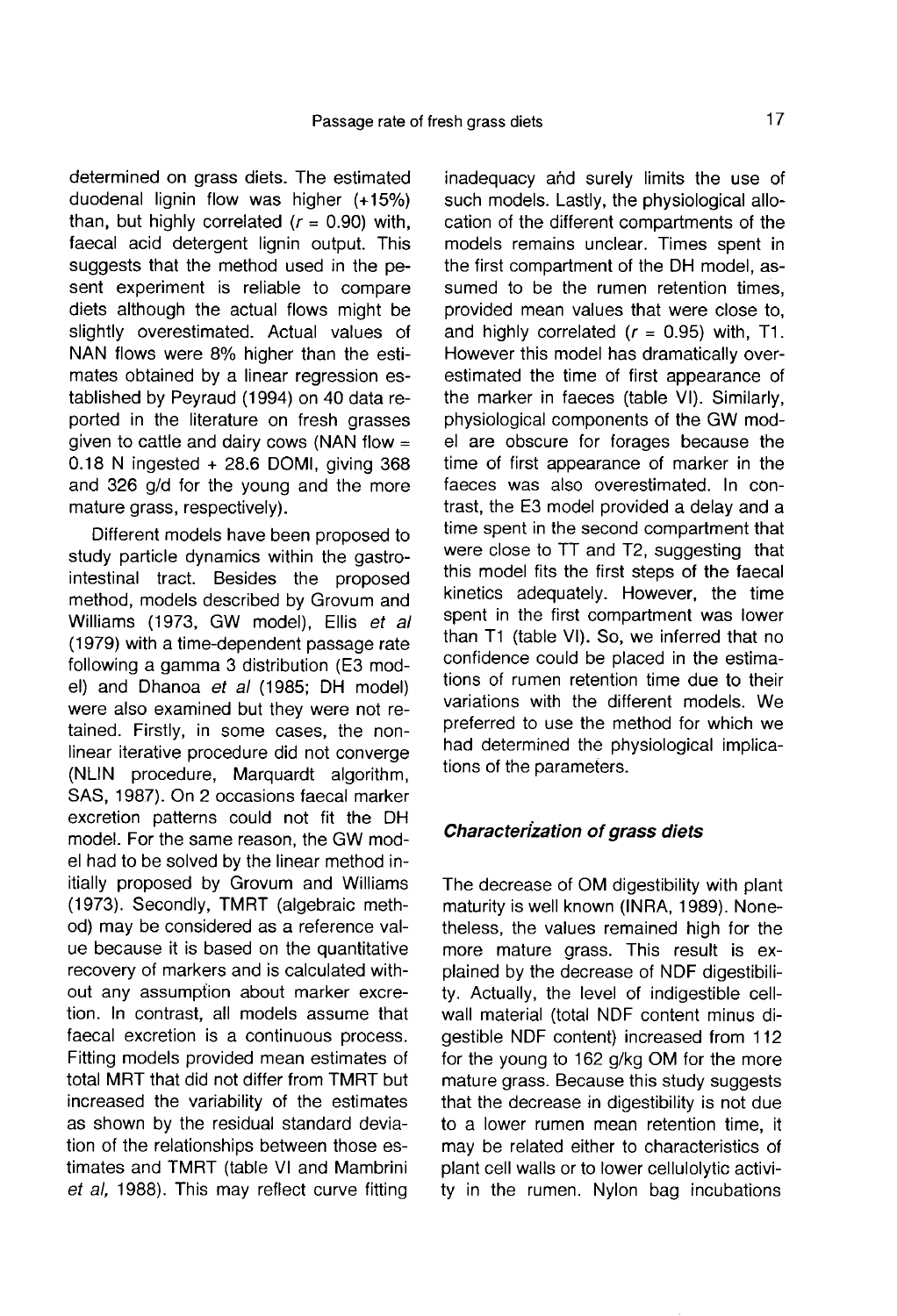determined on grass diets. The estimated duodenal lignin flow was higher (+15%) than, but highly correlated ($r = 0.90$) with, faecal acid detergent lignin output. This suggests that the method used in the pesent experiment is reliable to compare diets although the actual flows might be slightly overestimated. Actual values of NAN flows were 8% higher than the estimates obtained by a linear regression established by Peyraud (1994) on 40 data reported in the literature on fresh grasses given to cattle and dairy cows (NAN flow = 0.18 N ingested + 28.6 DOMI, giving 368 and 326 g/d for the young and the more mature grass, respectively).

Different models have been proposed to study particle dynamics within the gastrointestinal tract. Besides the proposed method, models described by Grovum and Williams (1973, GW model), Ellis *et al* (1979) with a time-dependent passage rate following a gamma 3 distribution (E3 model) and Dhanoa *et al* (1985; DH model) were also examined but they were not retained. Firstly, in some cases, the nonlinear iterative procedure did not converge (NLIN procedure, Marquardt algorithm, SAS, 1987). On 2 occasions faecal marker excretion patterns could not fit the DH model. For the same reason, the GW model had to be solved by the linear method initially proposed by Grovum and Williams (1973). Secondly, TMRT (algebraic method) may be considered as a reference value because it is based on the quantitative recovery of markers and is calculated without any assumption about marker excretion. In contrast, all models assume that faecal excretion is a continuous process. Fitting models provided mean estimates of total MRT that did not differ from TMRT but increased the variability of the estimates as shown by the residual standard deviation of the relationships between those estimates and TMRT (table VI and Mambrini *et al*, 1988). This may reflect curve fitting inadequacy and surely limits the use of such models. Lastly, the physiological allocation of the different compartments of the models remains unclear. Times spent in the first compartment of the DH model, assumed to be the rumen retention times, provided mean values that were close to, and highly correlated ($r = 0.95$) with, T1. However this model has dramatically overestimated the time of first appearance of the marker in faeces (table VI). Similarly, physiological components of the GW model are obscure for forages because the time of first appearance of marker in the faeces was also overestimated. In contrast, the E3 model provided a delay and a time spent in the second compartment that were close to TT and T2, suggesting that this model fits the first steps of the faecal kinetics adequately. However, the time spent in the first compartment was lower than T1 (table VI). So, we inferred that no confidence could be placed in the estimations of rumen retention time due to their variations with the different models. We preferred to use the method for which we had determined the physiological implications of the parameters.

### *Characterization of grass diets*

The decrease of OM digestibility with plant maturity is well known (INRA, 1989). Nonetheless, the values remained high for the more mature grass. This result is explained by the decrease of NDF digestibility. Actually, the level of indigestible cellwall material (total NDF content minus digestible NDF content) increased from 112 for the young to 162 g/kg OM for the more mature grass. Because this study suggests that the decrease in digestibility is not due to a lower rumen mean retention time, it may be related either to characteristics of plant cell walls or to lower cellulolytic activity in the rumen. Nylon bag incubations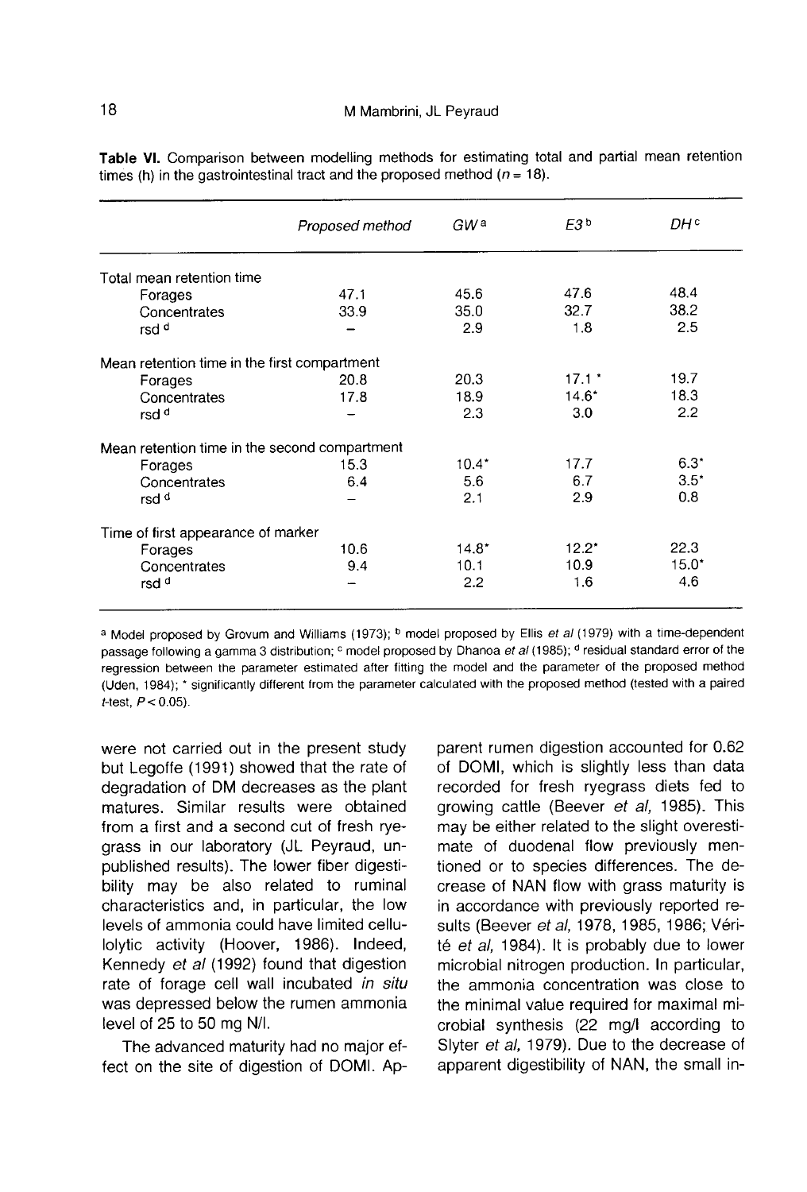**Table VI.** Comparison between modelling methods for estimating total and partial mean retention times (h) in the gastrointestinal tract and the proposed method ($n = 18$).

| | Proposed method | GW [a] | E3 [b] | DH [c] |
|---|---|---|---|---|
| Total mean retention time | | | | |
| Forages | 47.1 | 45.6 | 47.6 | 48.4 |
| Concentrates | 33.9 | 35.0 | 32.7 | 38.2 |
| rsd [d] | – | 2.9 | 1.8 | 2.5 |
| Mean retention time in the first compartment | | | | |
| Forages | 20.8 | 20.3 | 17.1 * | 19.7 |
| Concentrates | 17.8 | 18.9 | 14.6* | 18.3 |
| rsd [d] | – | 2.3 | 3.0 | 2.2 |
| Mean retention time in the second compartment | | | | |
| Forages | 15.3 | 10.4* | 17.7 | 6.3* |
| Concentrates | 6.4 | 5.6 | 6.7 | 3.5* |
| rsd [d] | – | 2.1 | 2.9 | 0.8 |
| Time of first appearance of marker | | | | |
| Forages | 10.6 | 14.8* | 12.2* | 22.3 |
| Concentrates | 9.4 | 10.1 | 10.9 | 15.0* |
| rsd [d] | – | 2.2 | 1.6 | 4.6 |

[a] Model proposed by Grovum and Williams (1973); [b] model proposed by Ellis *et al* (1979) with a time-dependent passage following a gamma 3 distribution; [c] model proposed by Dhanoa *et al* (1985); [d] residual standard error of the regression between the parameter estimated after fitting the model and the parameter of the proposed method (Uden, 1984); * significantly different from the parameter calculated with the proposed method (tested with a paired *t*-test, $P < 0.05$).

were not carried out in the present study but Legoffe (1991) showed that the rate of degradation of DM decreases as the plant matures. Similar results were obtained from a first and a second cut of fresh ryegrass in our laboratory (JL Peyraud, unpublished results). The lower fiber digestibility may be also related to ruminal characteristics and, in particular, the low levels of ammonia could have limited cellulolytic activity (Hoover, 1986). Indeed, Kennedy *et al* (1992) found that digestion rate of forage cell wall incubated *in situ* was depressed below the rumen ammonia level of 25 to 50 mg N/l.

The advanced maturity had no major effect on the site of digestion of DOMI. Apparent rumen digestion accounted for 0.62 of DOMI, which is slightly less than data recorded for fresh ryegrass diets fed to growing cattle (Beever *et al*, 1985). This may be either related to the slight overestimate of duodenal flow previously mentioned or to species differences. The decrease of NAN flow with grass maturity is in accordance with previously reported results (Beever *et al*, 1978, 1985, 1986; Vérité *et al*, 1984). It is probably due to lower microbial nitrogen production. In particular, the ammonia concentration was close to the minimal value required for maximal microbial synthesis (22 mg/l according to Slyter *et al*, 1979). Due to the decrease of apparent digestibility of NAN, the small in-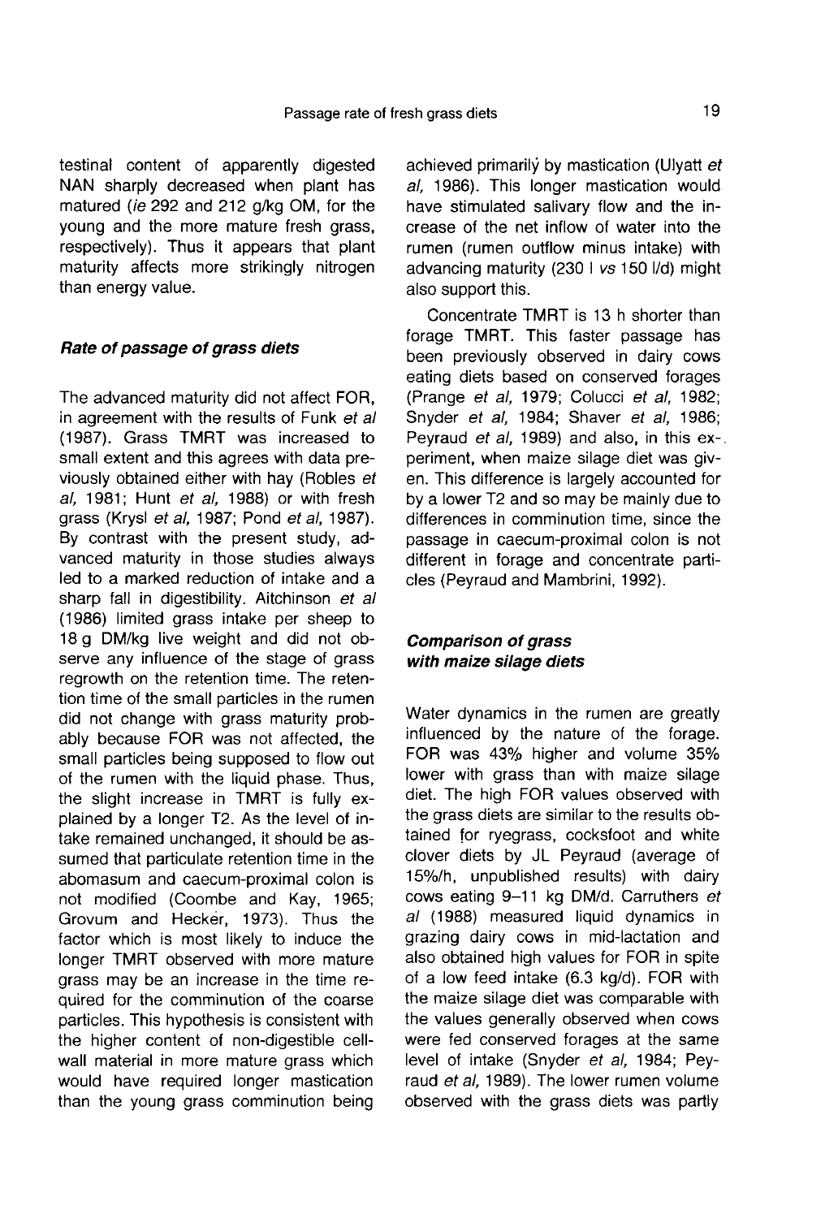testinal content of apparently digested NAN sharply decreased when plant has matured (*ie* 292 and 212 g/kg OM, for the young and the more mature fresh grass, respectively). Thus it appears that plant maturity affects more strikingly nitrogen than energy value.

### *Rate of passage of grass diets*

The advanced maturity did not affect FOR, in agreement with the results of Funk *et al* (1987). Grass TMRT was increased to small extent and this agrees with data previously obtained either with hay (Robles *et al,* 1981; Hunt *et al,* 1988) or with fresh grass (Krysl *et al,* 1987; Pond *et al,* 1987). By contrast with the present study, advanced maturity in those studies always led to a marked reduction of intake and a sharp fall in digestibility. Aitchinson *et al* (1986) limited grass intake per sheep to 18 g DM/kg live weight and did not observe any influence of the stage of grass regrowth on the retention time. The retention time of the small particles in the rumen did not change with grass maturity probably because FOR was not affected, the small particles being supposed to flow out of the rumen with the liquid phase. Thus, the slight increase in TMRT is fully explained by a longer T2. As the level of intake remained unchanged, it should be assumed that particulate retention time in the abomasum and caecum-proximal colon is not modified (Coombe and Kay, 1965; Grovum and Hecker, 1973). Thus the factor which is most likely to induce the longer TMRT observed with more mature grass may be an increase in the time required for the comminution of the coarse particles. This hypothesis is consistent with the higher content of non-digestible cell-wall material in more mature grass which would have required longer mastication than the young grass comminution being achieved primarily by mastication (Ulyatt *et al,* 1986). This longer mastication would have stimulated salivary flow and the increase of the net inflow of water into the rumen (rumen outflow minus intake) with advancing maturity (230 l *vs* 150 l/d) might also support this.

Concentrate TMRT is 13 h shorter than forage TMRT. This faster passage has been previously observed in dairy cows eating diets based on conserved forages (Prange *et al,* 1979; Colucci *et al,* 1982; Snyder *et al,* 1984; Shaver *et al,* 1986; Peyraud *et al,* 1989) and also, in this experiment, when maize silage diet was given. This difference is largely accounted for by a lower T2 and so may be mainly due to differences in comminution time, since the passage in caecum-proximal colon is not different in forage and concentrate particles (Peyraud and Mambrini, 1992).

### *Comparison of grass with maize silage diets*

Water dynamics in the rumen are greatly influenced by the nature of the forage. FOR was 43% higher and volume 35% lower with grass than with maize silage diet. The high FOR values observed with the grass diets are similar to the results obtained for ryegrass, cocksfoot and white clover diets by JL Peyraud (average of 15%/h, unpublished results) with dairy cows eating 9–11 kg DM/d. Carruthers *et al* (1988) measured liquid dynamics in grazing dairy cows in mid-lactation and also obtained high values for FOR in spite of a low feed intake (6.3 kg/d). FOR with the maize silage diet was comparable with the values generally observed when cows were fed conserved forages at the same level of intake (Snyder *et al,* 1984; Peyraud *et al,* 1989). The lower rumen volume observed with the grass diets was partly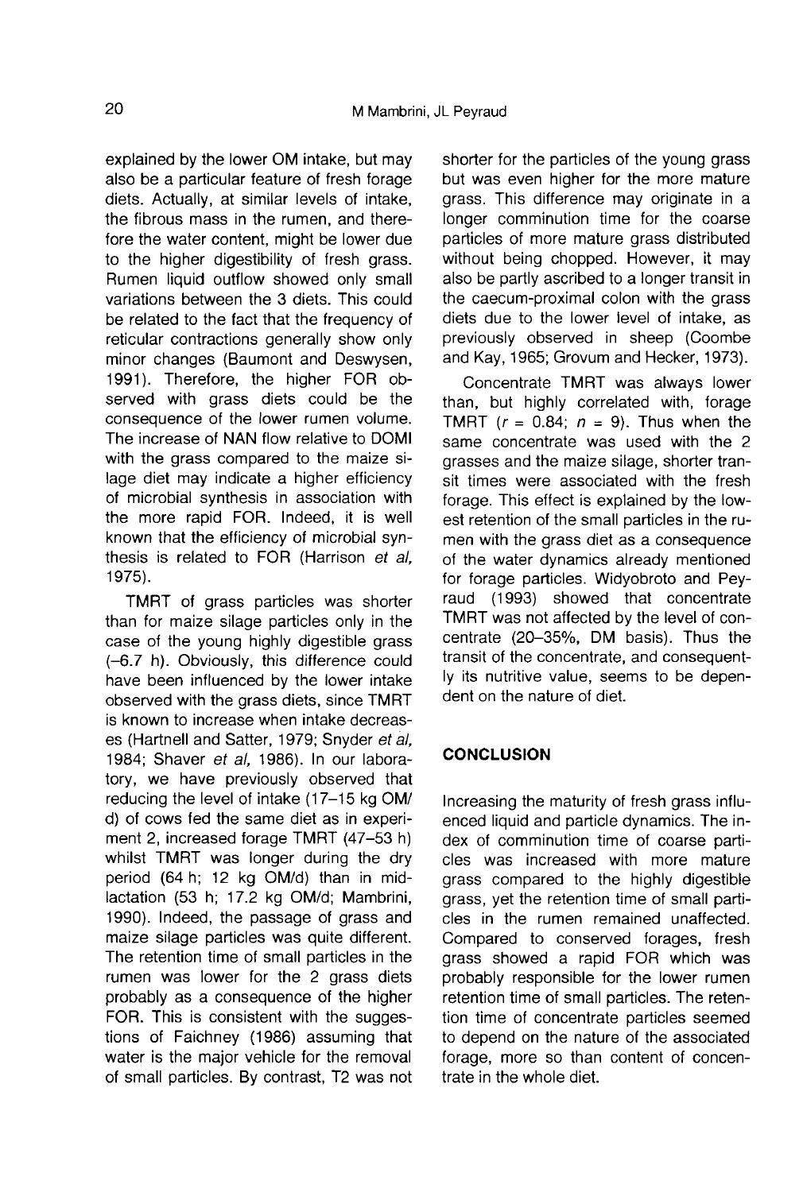explained by the lower OM intake, but may also be a particular feature of fresh forage diets. Actually, at similar levels of intake, the fibrous mass in the rumen, and therefore the water content, might be lower due to the higher digestibility of fresh grass. Rumen liquid outflow showed only small variations between the 3 diets. This could be related to the fact that the frequency of reticular contractions generally show only minor changes (Baumont and Deswysen, 1991). Therefore, the higher FOR observed with grass diets could be the consequence of the lower rumen volume. The increase of NAN flow relative to DOMI with the grass compared to the maize silage diet may indicate a higher efficiency of microbial synthesis in association with the more rapid FOR. Indeed, it is well known that the efficiency of microbial synthesis is related to FOR (Harrison *et al*, 1975).

TMRT of grass particles was shorter than for maize silage particles only in the case of the young highly digestible grass (–6.7 h). Obviously, this difference could have been influenced by the lower intake observed with the grass diets, since TMRT is known to increase when intake decreases (Hartnell and Satter, 1979; Snyder *et al*, 1984; Shaver *et al*, 1986). In our laboratory, we have previously observed that reducing the level of intake (17–15 kg OM/d) of cows fed the same diet as in experiment 2, increased forage TMRT (47–53 h) whilst TMRT was longer during the dry period (64 h; 12 kg OM/d) than in mid-lactation (53 h; 17.2 kg OM/d; Mambrini, 1990). Indeed, the passage of grass and maize silage particles was quite different. The retention time of small particles in the rumen was lower for the 2 grass diets probably as a consequence of the higher FOR. This is consistent with the suggestions of Faichney (1986) assuming that water is the major vehicle for the removal of small particles. By contrast, T2 was not shorter for the particles of the young grass but was even higher for the more mature grass. This difference may originate in a longer comminution time for the coarse particles of more mature grass distributed without being chopped. However, it may also be partly ascribed to a longer transit in the caecum-proximal colon with the grass diets due to the lower level of intake, as previously observed in sheep (Coombe and Kay, 1965; Grovum and Hecker, 1973).

Concentrate TMRT was always lower than, but highly correlated with, forage TMRT ($r = 0.84$; $n = 9$). Thus when the same concentrate was used with the 2 grasses and the maize silage, shorter transit times were associated with the fresh forage. This effect is explained by the lowest retention of the small particles in the rumen with the grass diet as a consequence of the water dynamics already mentioned for forage particles. Widyobroto and Peyraud (1993) showed that concentrate TMRT was not affected by the level of concentrate (20–35%, DM basis). Thus the transit of the concentrate, and consequently its nutritive value, seems to be dependent on the nature of diet.

## CONCLUSION

Increasing the maturity of fresh grass influenced liquid and particle dynamics. The index of comminution time of coarse particles was increased with more mature grass compared to the highly digestible grass, yet the retention time of small particles in the rumen remained unaffected. Compared to conserved forages, fresh grass showed a rapid FOR which was probably responsible for the lower rumen retention time of small particles. The retention time of concentrate particles seemed to depend on the nature of the associated forage, more so than content of concentrate in the whole diet.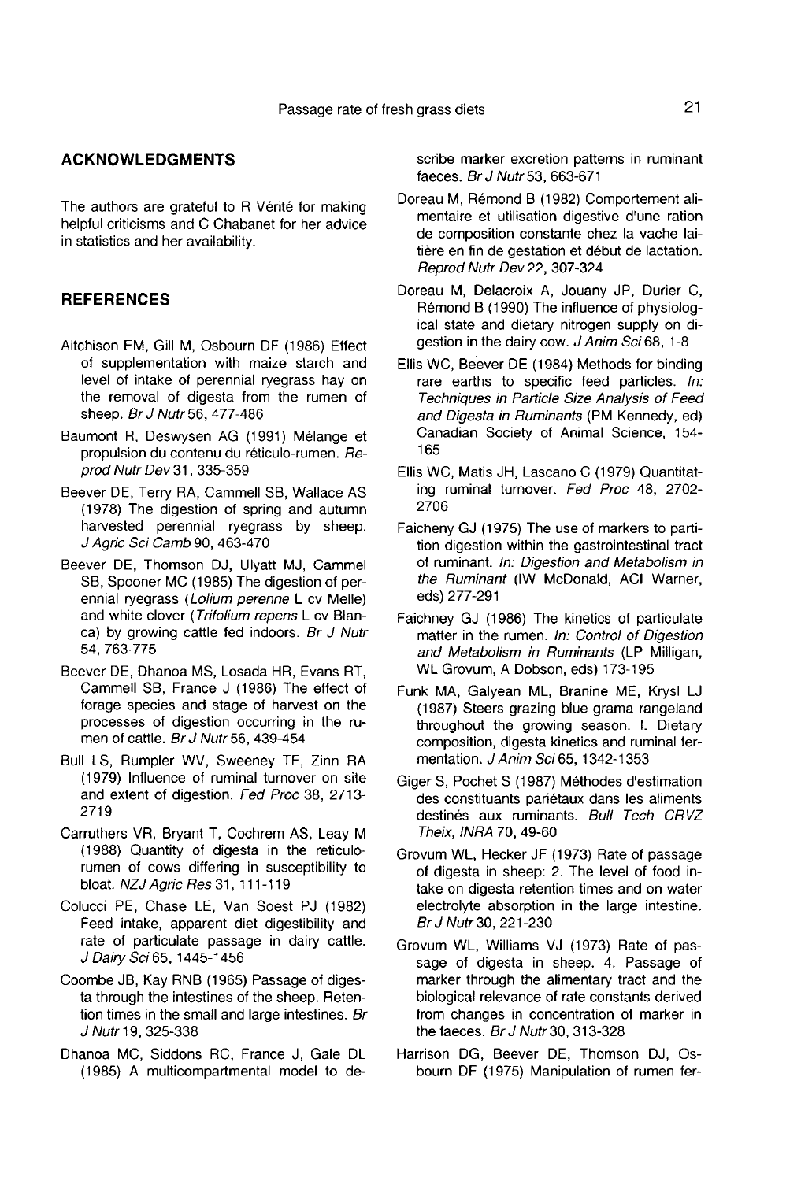## ACKNOWLEDGMENTS

The authors are grateful to R Vérité for making helpful criticisms and C Chabanet for her advice in statistics and her availability.

## REFERENCES

Aitchison EM, Gill M, Osbourn DF (1986) Effect of supplementation with maize starch and level of intake of perennial ryegrass hay on the removal of digesta from the rumen of sheep. *Br J Nutr* 56, 477-486

Baumont R, Deswysen AG (1991) Mélange et propulsion du contenu du réticulo-rumen. *Reprod Nutr Dev* 31, 335-359

Beever DE, Terry RA, Cammell SB, Wallace AS (1978) The digestion of spring and autumn harvested perennial ryegrass by sheep. *J Agric Sci Camb* 90, 463-470

Beever DE, Thomson DJ, Ulyatt MJ, Cammel SB, Spooner MC (1985) The digestion of perennial ryegrass (*Lolium perenne* L cv Melle) and white clover (*Trifolium repens* L cv Blanca) by growing cattle fed indoors. *Br J Nutr* 54, 763-775

Beever DE, Dhanoa MS, Losada HR, Evans RT, Cammell SB, France J (1986) The effect of forage species and stage of harvest on the processes of digestion occurring in the rumen of cattle. *Br J Nutr* 56, 439-454

Bull LS, Rumpler WV, Sweeney TF, Zinn RA (1979) Influence of ruminal turnover on site and extent of digestion. *Fed Proc* 38, 2713-2719

Carruthers VR, Bryant T, Cochrem AS, Leay M (1988) Quantity of digesta in the reticulo-rumen of cows differing in susceptibility to bloat. *NZJ Agric Res* 31, 111-119

Colucci PE, Chase LE, Van Soest PJ (1982) Feed intake, apparent diet digestibility and rate of particulate passage in dairy cattle. *J Dairy Sci* 65, 1445-1456

Coombe JB, Kay RNB (1965) Passage of digesta through the intestines of the sheep. Retention times in the small and large intestines. *Br J Nutr* 19, 325-338

Dhanoa MC, Siddons RC, France J, Gale DL (1985) A multicompartmental model to describe marker excretion patterns in ruminant faeces. *Br J Nutr* 53, 663-671

Doreau M, Rémond B (1982) Comportement alimentaire et utilisation digestive d'une ration de composition constante chez la vache laitière en fin de gestation et début de lactation. *Reprod Nutr Dev* 22, 307-324

Doreau M, Delacroix A, Jouany JP, Durier C, Rémond B (1990) The influence of physiological state and dietary nitrogen supply on digestion in the dairy cow. *J Anim Sci* 68, 1-8

Ellis WC, Beever DE (1984) Methods for binding rare earths to specific feed particles. *In: Techniques in Particle Size Analysis of Feed and Digesta in Ruminants* (PM Kennedy, ed) Canadian Society of Animal Science, 154-165

Ellis WC, Matis JH, Lascano C (1979) Quantitating ruminal turnover. *Fed Proc* 48, 2702-2706

Faicheny GJ (1975) The use of markers to partition digestion within the gastrointestinal tract of ruminant. *In: Digestion and Metabolism in the Ruminant* (IW McDonald, ACI Warner, eds) 277-291

Faichney GJ (1986) The kinetics of particulate matter in the rumen. *In: Control of Digestion and Metabolism in Ruminants* (LP Milligan, WL Grovum, A Dobson, eds) 173-195

Funk MA, Galyean ML, Branine ME, Krysl LJ (1987) Steers grazing blue grama rangeland throughout the growing season. I. Dietary composition, digesta kinetics and ruminal fermentation. *J Anim Sci* 65, 1342-1353

Giger S, Pochet S (1987) Méthodes d'estimation des constituants pariétaux dans les aliments destinés aux ruminants. *Bull Tech CRVZ Theix, INRA* 70, 49-60

Grovum WL, Hecker JF (1973) Rate of passage of digesta in sheep: 2. The level of food intake on digesta retention times and on water electrolyte absorption in the large intestine. *Br J Nutr* 30, 221-230

Grovum WL, Williams VJ (1973) Rate of passage of digesta in sheep. 4. Passage of marker through the alimentary tract and the biological relevance of rate constants derived from changes in concentration of marker in the faeces. *Br J Nutr* 30, 313-328

Harrison DG, Beever DE, Thomson DJ, Osbourn DF (1975) Manipulation of rumen fer-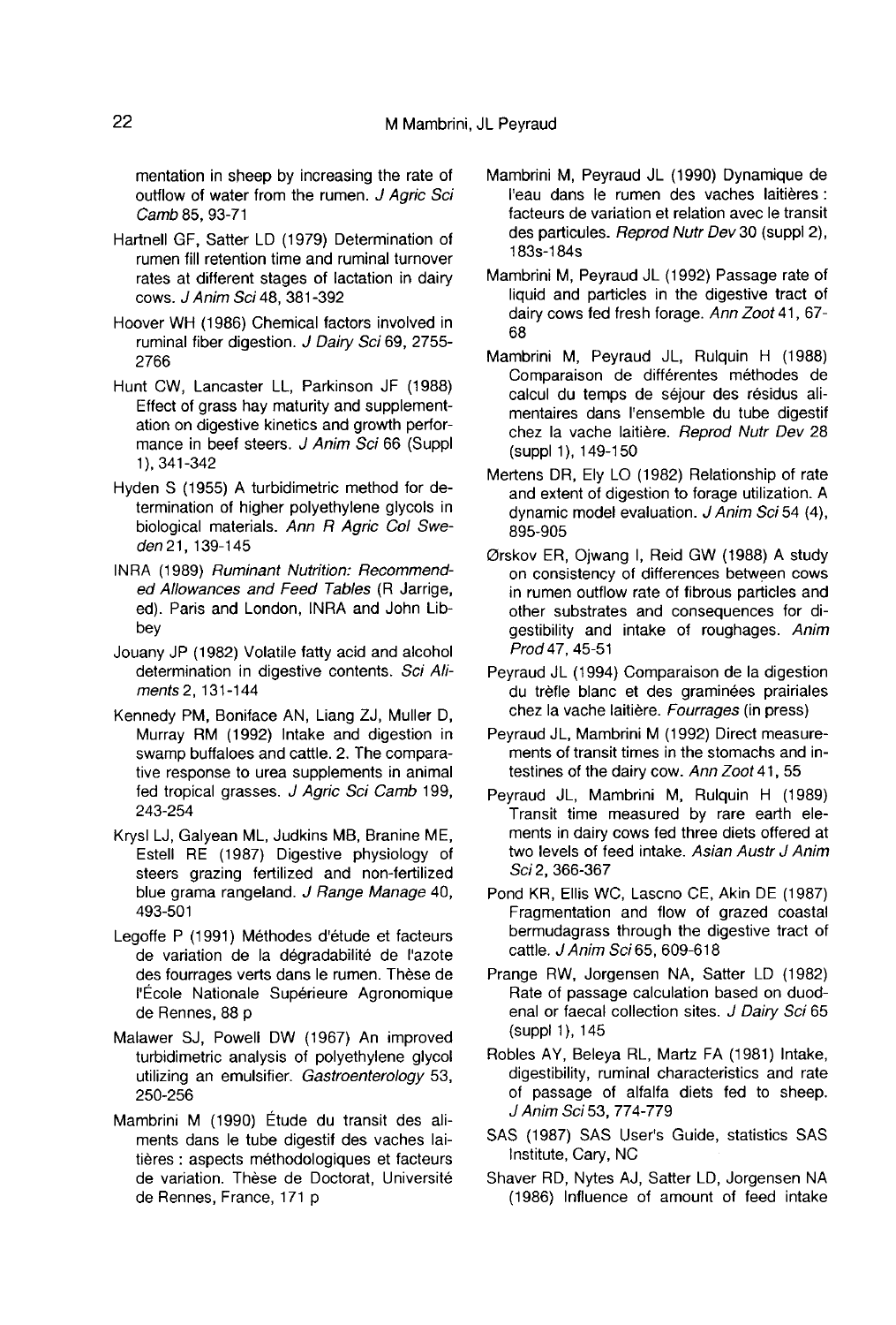mentation in sheep by increasing the rate of outflow of water from the rumen. *J Agric Sci Camb* 85, 93-71

Hartnell GF, Satter LD (1979) Determination of rumen fill retention time and ruminal turnover rates at different stages of lactation in dairy cows. *J Anim Sci* 48, 381-392

Hoover WH (1986) Chemical factors involved in ruminal fiber digestion. *J Dairy Sci* 69, 2755-2766

Hunt CW, Lancaster LL, Parkinson JF (1988) Effect of grass hay maturity and supplementation on digestive kinetics and growth performance in beef steers. *J Anim Sci* 66 (Suppl 1), 341-342

Hyden S (1955) A turbidimetric method for determination of higher polyethylene glycols in biological materials. *Ann R Agric Col Sweden* 21, 139-145

INRA (1989) *Ruminant Nutrition: Recommended Allowances and Feed Tables* (R Jarrige, ed). Paris and London, INRA and John Libbey

Jouany JP (1982) Volatile fatty acid and alcohol determination in digestive contents. *Sci Aliments* 2, 131-144

Kennedy PM, Boniface AN, Liang ZJ, Muller D, Murray RM (1992) Intake and digestion in swamp buffaloes and cattle. 2. The comparative response to urea supplements in animal fed tropical grasses. *J Agric Sci Camb* 199, 243-254

Krysl LJ, Galyean ML, Judkins MB, Branine ME, Estell RE (1987) Digestive physiology of steers grazing fertilized and non-fertilized blue grama rangeland. *J Range Manage* 40, 493-501

Legoffe P (1991) Méthodes d'étude et facteurs de variation de la dégradabilité de l'azote des fourrages verts dans le rumen. Thèse de l'École Nationale Supérieure Agronomique de Rennes, 88 p

Malawer SJ, Powell DW (1967) An improved turbidimetric analysis of polyethylene glycol utilizing an emulsifier. *Gastroenterology* 53, 250-256

Mambrini M (1990) Étude du transit des aliments dans le tube digestif des vaches laitières : aspects méthodologiques et facteurs de variation. Thèse de Doctorat, Université de Rennes, France, 171 p

Mambrini M, Peyraud JL (1990) Dynamique de l'eau dans le rumen des vaches laitières : facteurs de variation et relation avec le transit des particules. *Reprod Nutr Dev* 30 (suppl 2), 183s-184s

Mambrini M, Peyraud JL (1992) Passage rate of liquid and particles in the digestive tract of dairy cows fed fresh forage. *Ann Zoot* 41, 67-68

Mambrini M, Peyraud JL, Rulquin H (1988) Comparaison de différentes méthodes de calcul du temps de séjour des résidus alimentaires dans l'ensemble du tube digestif chez la vache laitière. *Reprod Nutr Dev* 28 (suppl 1), 149-150

Mertens DR, Ely LO (1982) Relationship of rate and extent of digestion to forage utilization. A dynamic model evaluation. *J Anim Sci* 54 (4), 895-905

Ørskov ER, Ojwang I, Reid GW (1988) A study on consistency of differences between cows in rumen outflow rate of fibrous particles and other substrates and consequences for digestibility and intake of roughages. *Anim Prod* 47, 45-51

Peyraud JL (1994) Comparaison de la digestion du trèfle blanc et des graminées prairiales chez la vache laitière. *Fourrages* (in press)

Peyraud JL, Mambrini M (1992) Direct measurements of transit times in the stomachs and intestines of the dairy cow. *Ann Zoot* 41, 55

Peyraud JL, Mambrini M, Rulquin H (1989) Transit time measured by rare earth elements in dairy cows fed three diets offered at two levels of feed intake. *Asian Austr J Anim Sci* 2, 366-367

Pond KR, Ellis WC, Lascno CE, Akin DE (1987) Fragmentation and flow of grazed coastal bermudagrass through the digestive tract of cattle. *J Anim Sci* 65, 609-618

Prange RW, Jorgensen NA, Satter LD (1982) Rate of passage calculation based on duodenal or faecal collection sites. *J Dairy Sci* 65 (suppl 1), 145

Robles AY, Beleya RL, Martz FA (1981) Intake, digestibility, ruminal characteristics and rate of passage of alfalfa diets fed to sheep. *J Anim Sci* 53, 774-779

SAS (1987) SAS User's Guide, statistics SAS Institute, Cary, NC

Shaver RD, Nytes AJ, Satter LD, Jorgensen NA (1986) Influence of amount of feed intake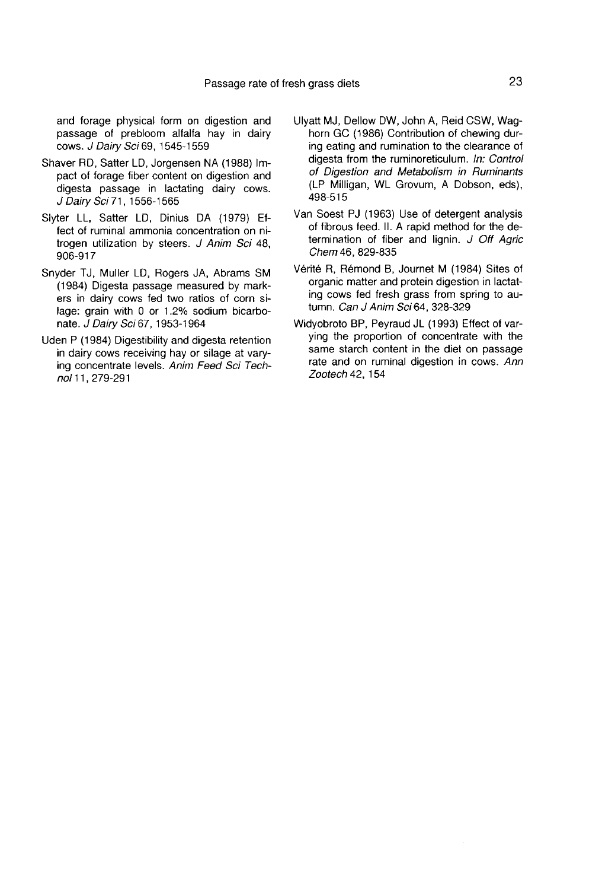and forage physical form on digestion and passage of prebloom alfalfa hay in dairy cows. *J Dairy Sci* 69, 1545-1559

Shaver RD, Satter LD, Jorgensen NA (1988) Impact of forage fiber content on digestion and digesta passage in lactating dairy cows. *J Dairy Sci* 71, 1556-1565

Slyter LL, Satter LD, Dinius DA (1979) Effect of ruminal ammonia concentration on nitrogen utilization by steers. *J Anim Sci* 48, 906-917

Snyder TJ, Muller LD, Rogers JA, Abrams SM (1984) Digesta passage measured by markers in dairy cows fed two ratios of corn silage: grain with 0 or 1.2% sodium bicarbonate. *J Dairy Sci* 67, 1953-1964

Uden P (1984) Digestibility and digesta retention in dairy cows receiving hay or silage at varying concentrate levels. *Anim Feed Sci Technol* 11, 279-291

Ulyatt MJ, Dellow DW, John A, Reid CSW, Waghorn GC (1986) Contribution of chewing during eating and rumination to the clearance of digesta from the ruminoreticulum. *In: Control of Digestion and Metabolism in Ruminants* (LP Milligan, WL Grovum, A Dobson, eds), 498-515

Van Soest PJ (1963) Use of detergent analysis of fibrous feed. II. A rapid method for the determination of fiber and lignin. *J Off Agric Chem* 46, 829-835

Vérité R, Rémond B, Journet M (1984) Sites of organic matter and protein digestion in lactating cows fed fresh grass from spring to autumn. *Can J Anim Sci* 64, 328-329

Widyobroto BP, Peyraud JL (1993) Effect of varying the proportion of concentrate with the same starch content in the diet on passage rate and on ruminal digestion in cows. *Ann Zootech* 42, 154